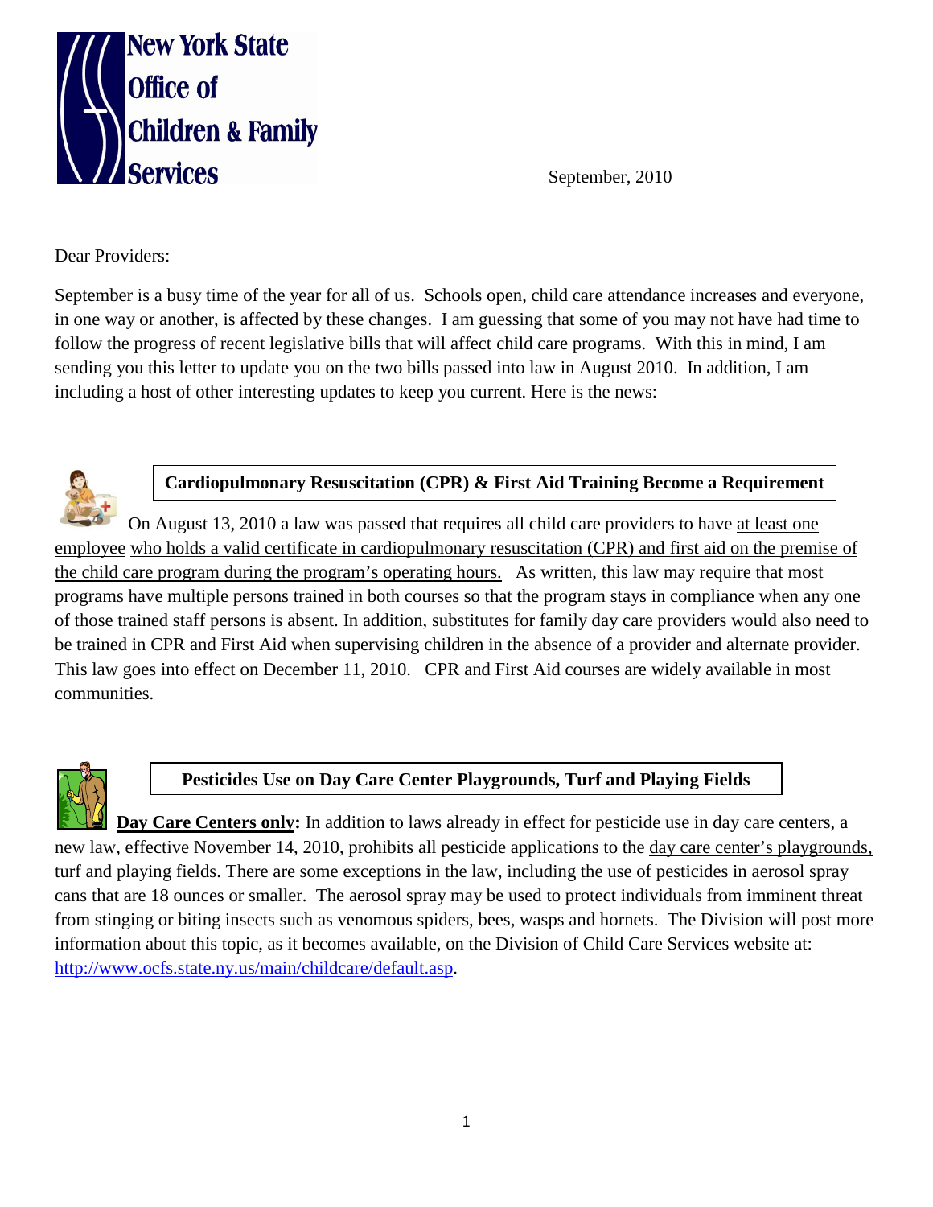New York State Office of Children & Family Services

September, 2010

Dear Providers:

September is a busy time of the year for all of us. Schools open, child care attendance increases and everyone, in one way or another, is affected by these changes. I am guessing that some of you may not have had time to follow the progress of recent legislative bills that will affect child care programs. With this in mind, I am sending you this letter to update you on the two bills passed into law in August 2010. In addition, I am including a host of other interesting updates to keep you current. Here is the news:

## Cardiopulmonary Resuscitation (CPR) & First Aid Training Become a Requirement

On August 13, 2010 a law was passed that requires all child care providers to have at least one employee who holds a valid certificate in cardiopulmonary resuscitation (CPR) and first aid on the premise of the child care program during the program's operating hours. As written, this law may require that most programs have multiple persons trained in both courses so that the program stays in compliance when any one of those trained staff persons is absent. In addition, substitutes for family day care providers would also need to be trained in CPR and First Aid when supervising children in the absence of a provider and alternate provider. This law goes into effect on December 11, 2010. CPR and First Aid courses are widely available in most communities.

## Pesticides Use on Day Care Center Playgrounds, Turf and Playing Fields

**Day Care Centers only:** In addition to laws already in effect for pesticide use in day care centers, a new law, effective November 14, 2010, prohibits all pesticide applications to the day care center's playgrounds, turf and playing fields. There are some exceptions in the law, including the use of pesticides in aerosol spray cans that are 18 ounces or smaller. The aerosol spray may be used to protect individuals from imminent threat from stinging or biting insects such as venomous spiders, bees, wasps and hornets. The Division will post more information about this topic, as it becomes available, on the Division of Child Care Services website at: http://www.ocfs.state.ny.us/main/childcare/default.asp.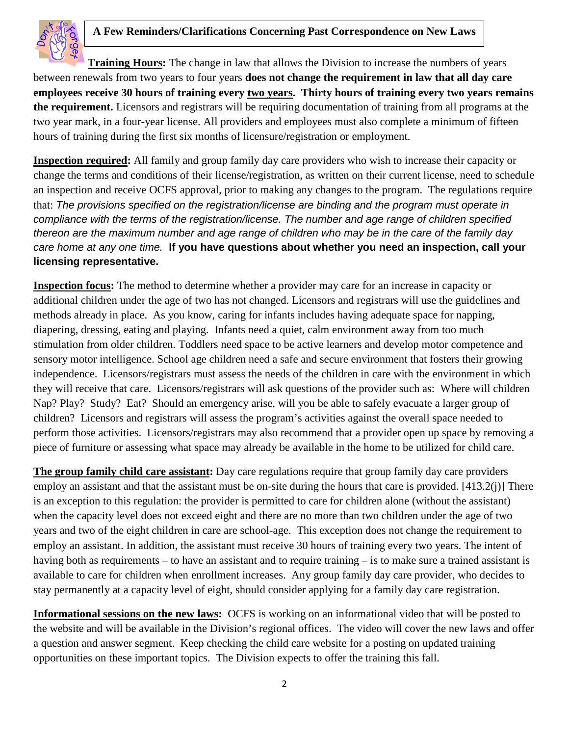## A Few Reminders/Clarifications Concerning Past Correspondence on New Laws

**Training Hours:** The change in law that allows the Division to increase the numbers of years between renewals from two years to four years **does not change the requirement in law that all day care employees receive 30 hours of training every two years. Thirty hours of training every two years remains the requirement.** Licensors and registrars will be requiring documentation of training from all programs at the two year mark, in a four-year license. All providers and employees must also complete a minimum of fifteen hours of training during the first six months of licensure/registration or employment.

**Inspection required:** All family and group family day care providers who wish to increase their capacity or change the terms and conditions of their license/registration, as written on their current license, need to schedule an inspection and receive OCFS approval, prior to making any changes to the program. The regulations require that: *The provisions specified on the registration/license are binding and the program must operate in compliance with the terms of the registration/license. The number and age range of children specified thereon are the maximum number and age range of children who may be in the care of the family day care home at any one time.* **If you have questions about whether you need an inspection, call your licensing representative.**

**Inspection focus:** The method to determine whether a provider may care for an increase in capacity or additional children under the age of two has not changed. Licensors and registrars will use the guidelines and methods already in place. As you know, caring for infants includes having adequate space for napping, diapering, dressing, eating and playing. Infants need a quiet, calm environment away from too much stimulation from older children. Toddlers need space to be active learners and develop motor competence and sensory motor intelligence. School age children need a safe and secure environment that fosters their growing independence. Licensors/registrars must assess the needs of the children in care with the environment in which they will receive that care. Licensors/registrars will ask questions of the provider such as: Where will children Nap? Play? Study? Eat? Should an emergency arise, will you be able to safely evacuate a larger group of children? Licensors and registrars will assess the program's activities against the overall space needed to perform those activities. Licensors/registrars may also recommend that a provider open up space by removing a piece of furniture or assessing what space may already be available in the home to be utilized for child care.

**The group family child care assistant:** Day care regulations require that group family day care providers employ an assistant and that the assistant must be on-site during the hours that care is provided. [413.2(j)] There is an exception to this regulation: the provider is permitted to care for children alone (without the assistant) when the capacity level does not exceed eight and there are no more than two children under the age of two years and two of the eight children in care are school-age. This exception does not change the requirement to employ an assistant. In addition, the assistant must receive 30 hours of training every two years. The intent of having both as requirements – to have an assistant and to require training – is to make sure a trained assistant is available to care for children when enrollment increases. Any group family day care provider, who decides to stay permanently at a capacity level of eight, should consider applying for a family day care registration.

**Informational sessions on the new laws:** OCFS is working on an informational video that will be posted to the website and will be available in the Division's regional offices. The video will cover the new laws and offer a question and answer segment. Keep checking the child care website for a posting on updated training opportunities on these important topics. The Division expects to offer the training this fall.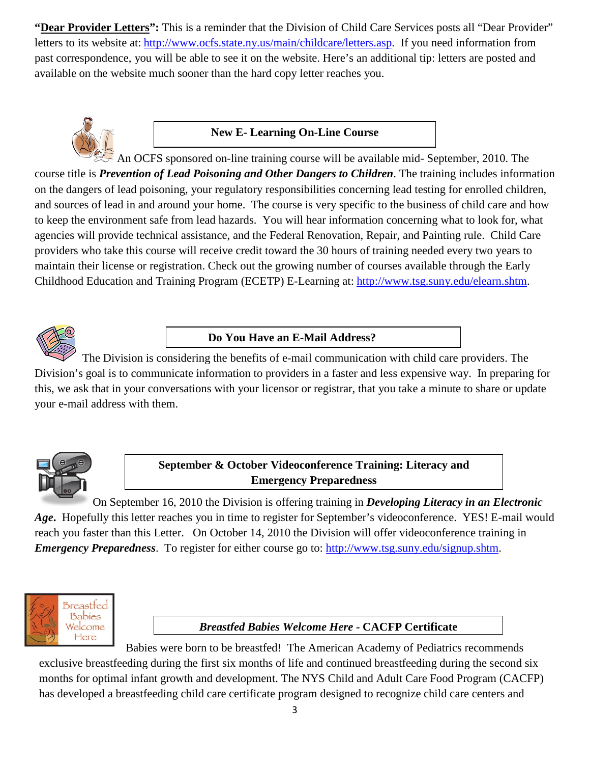**"Dear Provider Letters":** This is a reminder that the Division of Child Care Services posts all "Dear Provider" letters to its website at: http://www.ocfs.state.ny.us/main/childcare/letters.asp. If you need information from past correspondence, you will be able to see it on the website. Here's an additional tip: letters are posted and available on the website much sooner than the hard copy letter reaches you.

## New E- Learning On-Line Course

An OCFS sponsored on-line training course will be available mid- September, 2010. The course title is ***Prevention of Lead Poisoning and Other Dangers to Children***. The training includes information on the dangers of lead poisoning, your regulatory responsibilities concerning lead testing for enrolled children, and sources of lead in and around your home. The course is very specific to the business of child care and how to keep the environment safe from lead hazards. You will hear information concerning what to look for, what agencies will provide technical assistance, and the Federal Renovation, Repair, and Painting rule. Child Care providers who take this course will receive credit toward the 30 hours of training needed every two years to maintain their license or registration. Check out the growing number of courses available through the Early Childhood Education and Training Program (ECETP) E-Learning at: http://www.tsg.suny.edu/elearn.shtm.

## Do You Have an E-Mail Address?

The Division is considering the benefits of e-mail communication with child care providers. The Division's goal is to communicate information to providers in a faster and less expensive way. In preparing for this, we ask that in your conversations with your licensor or registrar, that you take a minute to share or update your e-mail address with them.

## September & October Videoconference Training: Literacy and Emergency Preparedness

On September 16, 2010 the Division is offering training in ***Developing Literacy in an Electronic Age***. Hopefully this letter reaches you in time to register for September's videoconference. YES! E-mail would reach you faster than this Letter. On October 14, 2010 the Division will offer videoconference training in ***Emergency Preparedness***. To register for either course go to: http://www.tsg.suny.edu/signup.shtm.

## *Breastfed Babies Welcome Here* - CACFP Certificate

Babies were born to be breastfed! The American Academy of Pediatrics recommends exclusive breastfeeding during the first six months of life and continued breastfeeding during the second six months for optimal infant growth and development. The NYS Child and Adult Care Food Program (CACFP) has developed a breastfeeding child care certificate program designed to recognize child care centers and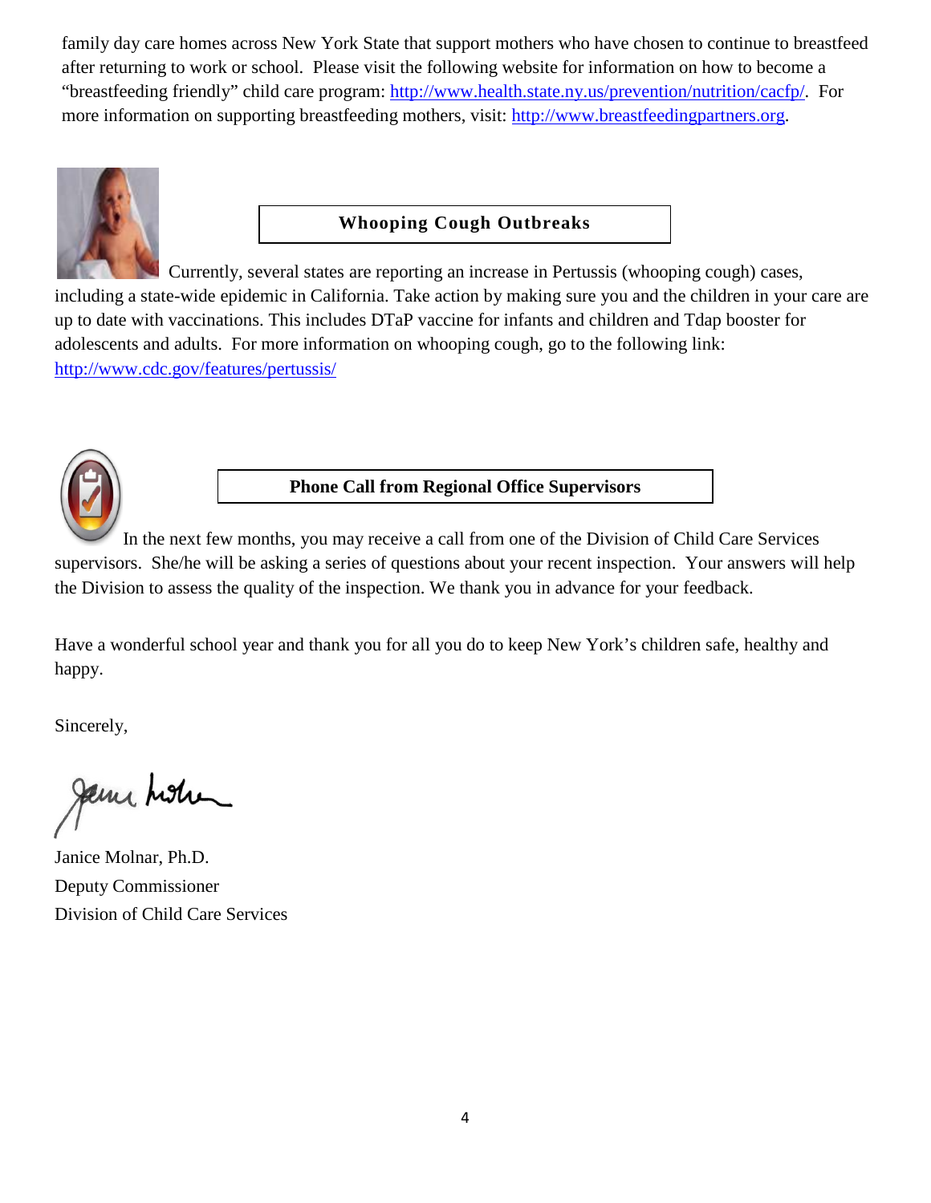family day care homes across New York State that support mothers who have chosen to continue to breastfeed after returning to work or school. Please visit the following website for information on how to become a "breastfeeding friendly" child care program: http://www.health.state.ny.us/prevention/nutrition/cacfp/. For more information on supporting breastfeeding mothers, visit: http://www.breastfeedingpartners.org.

## Whooping Cough Outbreaks

Currently, several states are reporting an increase in Pertussis (whooping cough) cases, including a state-wide epidemic in California. Take action by making sure you and the children in your care are up to date with vaccinations. This includes DTaP vaccine for infants and children and Tdap booster for adolescents and adults. For more information on whooping cough, go to the following link: http://www.cdc.gov/features/pertussis/

## Phone Call from Regional Office Supervisors

In the next few months, you may receive a call from one of the Division of Child Care Services supervisors. She/he will be asking a series of questions about your recent inspection. Your answers will help the Division to assess the quality of the inspection. We thank you in advance for your feedback.

Have a wonderful school year and thank you for all you do to keep New York's children safe, healthy and happy.

Sincerely,

Janice Molnar, Ph.D.
Deputy Commissioner
Division of Child Care Services